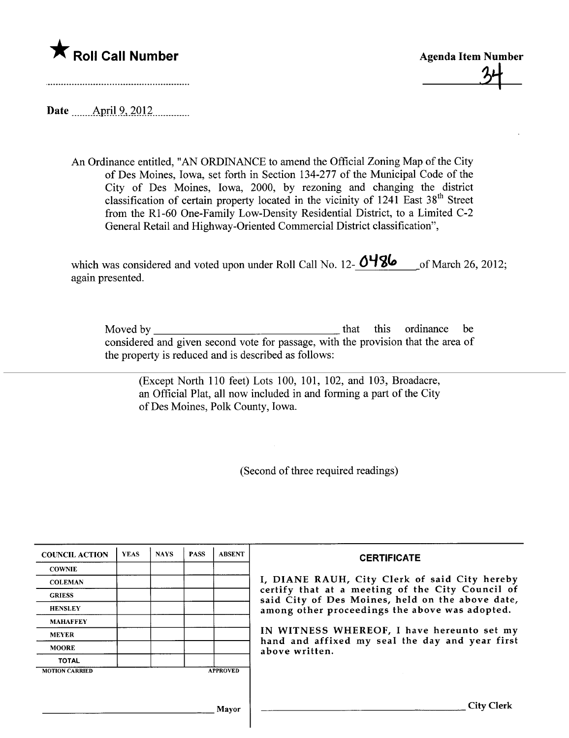★ **Roll Call Number**

........................................................

**Agenda Item Number**

34

Date April 9, 2012

An Ordinance entitled, "AN ORDINANCE to amend the Official Zoning Map of the City of Des Moines, Iowa, set forth in Section 134-277 of the Municipal Code of the City of Des Moines, Iowa, 2000, by rezoning and changing the district classification of certain property located in the vicinity of 1241 East 38th Street from the R1-60 One-Family Low-Density Residential District, to a Limited C-2 General Retail and Highway-Oriented Commercial District classification",

which was considered and voted upon under Roll Call No. 12-0486 of March 26, 2012; again presented.

Moved by ________________________________ that this ordinance be considered and given second vote for passage, with the provision that the area of the property is reduced and is described as follows:

(Except North 110 feet) Lots 100, 101, 102, and 103, Broadacre, an Official Plat, all now included in and forming a part of the City of Des Moines, Polk County, Iowa.

(Second of three required readings)

| COUNCIL ACTION | YEAS | NAYS | PASS | ABSENT |
|---|---|---|---|---|
| COWNIE | | | | |
| COLEMAN | | | | |
| GRIESS | | | | |
| HENSLEY | | | | |
| MAHAFFEY | | | | |
| MEYER | | | | |
| MOORE | | | | |
| TOTAL | | | | |
| MOTION CARRIED | | | | APPROVED |

________________________________ Mayor

**CERTIFICATE**

I, DIANE RAUH, City Clerk of said City hereby certify that at a meeting of the City Council of said City of Des Moines, held on the above date, among other proceedings the above was adopted.

IN WITNESS WHEREOF, I have hereunto set my hand and affixed my seal the day and year first above written.

________________________________ City Clerk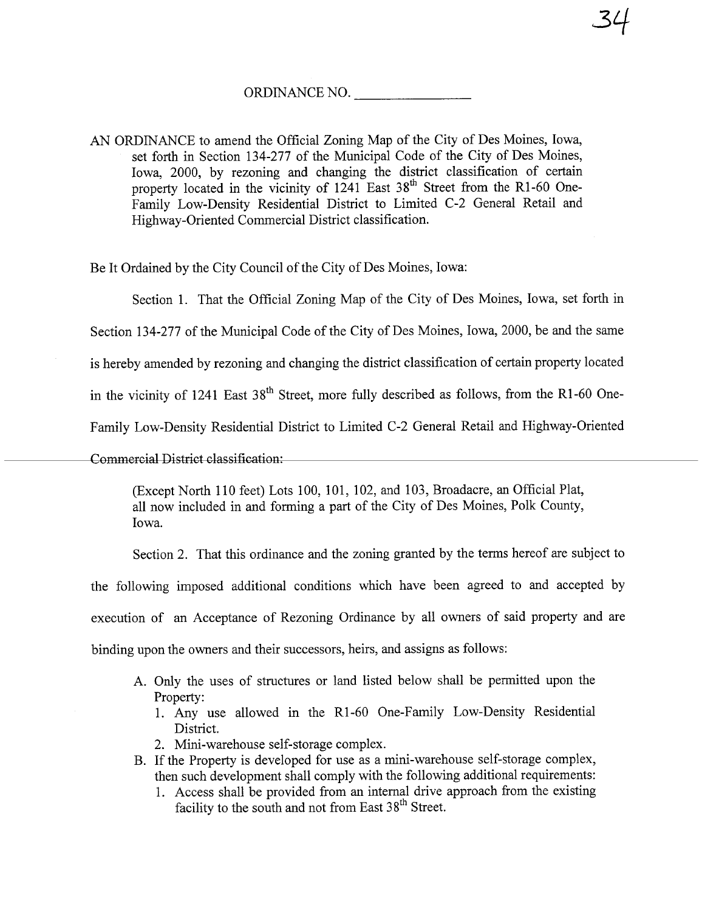ORDINANCE NO. ________________

AN ORDINANCE to amend the Official Zoning Map of the City of Des Moines, Iowa, set forth in Section 134-277 of the Municipal Code of the City of Des Moines, Iowa, 2000, by rezoning and changing the district classification of certain property located in the vicinity of 1241 East 38th Street from the R1-60 One-Family Low-Density Residential District to Limited C-2 General Retail and Highway-Oriented Commercial District classification.

Be It Ordained by the City Council of the City of Des Moines, Iowa:

Section 1. That the Official Zoning Map of the City of Des Moines, Iowa, set forth in Section 134-277 of the Municipal Code of the City of Des Moines, Iowa, 2000, be and the same is hereby amended by rezoning and changing the district classification of certain property located in the vicinity of 1241 East 38th Street, more fully described as follows, from the R1-60 One-Family Low-Density Residential District to Limited C-2 General Retail and Highway-Oriented Commercial District classification:

> (Except North 110 feet) Lots 100, 101, 102, and 103, Broadacre, an Official Plat, all now included in and forming a part of the City of Des Moines, Polk County, Iowa.

Section 2. That this ordinance and the zoning granted by the terms hereof are subject to the following imposed additional conditions which have been agreed to and accepted by execution of an Acceptance of Rezoning Ordinance by all owners of said property and are binding upon the owners and their successors, heirs, and assigns as follows:

A. Only the uses of structures or land listed below shall be permitted upon the Property:
   1. Any use allowed in the R1-60 One-Family Low-Density Residential District.
   2. Mini-warehouse self-storage complex.
B. If the Property is developed for use as a mini-warehouse self-storage complex, then such development shall comply with the following additional requirements:
   1. Access shall be provided from an internal drive approach from the existing facility to the south and not from East 38th Street.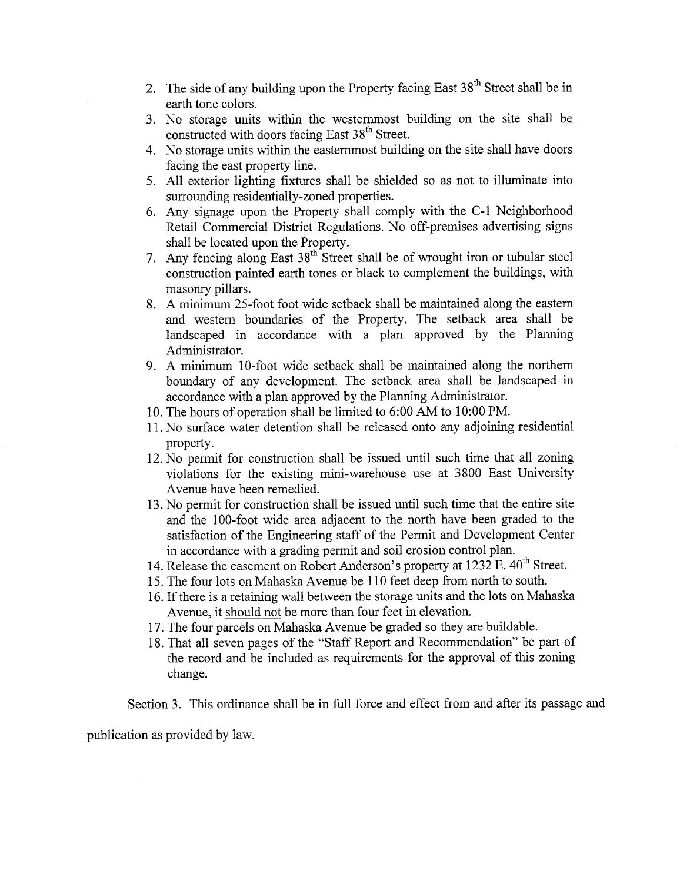2. The side of any building upon the Property facing East 38th Street shall be in earth tone colors.
3. No storage units within the westernmost building on the site shall be constructed with doors facing East 38th Street.
4. No storage units within the easternmost building on the site shall have doors facing the east property line.
5. All exterior lighting fixtures shall be shielded so as not to illuminate into surrounding residentially-zoned properties.
6. Any signage upon the Property shall comply with the C-1 Neighborhood Retail Commercial District Regulations. No off-premises advertising signs shall be located upon the Property.
7. Any fencing along East 38th Street shall be of wrought iron or tubular steel construction painted earth tones or black to complement the buildings, with masonry pillars.
8. A minimum 25-foot foot wide setback shall be maintained along the eastern and western boundaries of the Property. The setback area shall be landscaped in accordance with a plan approved by the Planning Administrator.
9. A minimum 10-foot wide setback shall be maintained along the northern boundary of any development. The setback area shall be landscaped in accordance with a plan approved by the Planning Administrator.
10. The hours of operation shall be limited to 6:00 AM to 10:00 PM.
11. No surface water detention shall be released onto any adjoining residential property.
12. No permit for construction shall be issued until such time that all zoning violations for the existing mini-warehouse use at 3800 East University Avenue have been remedied.
13. No permit for construction shall be issued until such time that the entire site and the 100-foot wide area adjacent to the north have been graded to the satisfaction of the Engineering staff of the Permit and Development Center in accordance with a grading permit and soil erosion control plan.
14. Release the easement on Robert Anderson's property at 1232 E. 40th Street.
15. The four lots on Mahaska Avenue be 110 feet deep from north to south.
16. If there is a retaining wall between the storage units and the lots on Mahaska Avenue, it <u>should not</u> be more than four feet in elevation.
17. The four parcels on Mahaska Avenue be graded so they are buildable.
18. That all seven pages of the "Staff Report and Recommendation" be part of the record and be included as requirements for the approval of this zoning change.

Section 3. This ordinance shall be in full force and effect from and after its passage and publication as provided by law.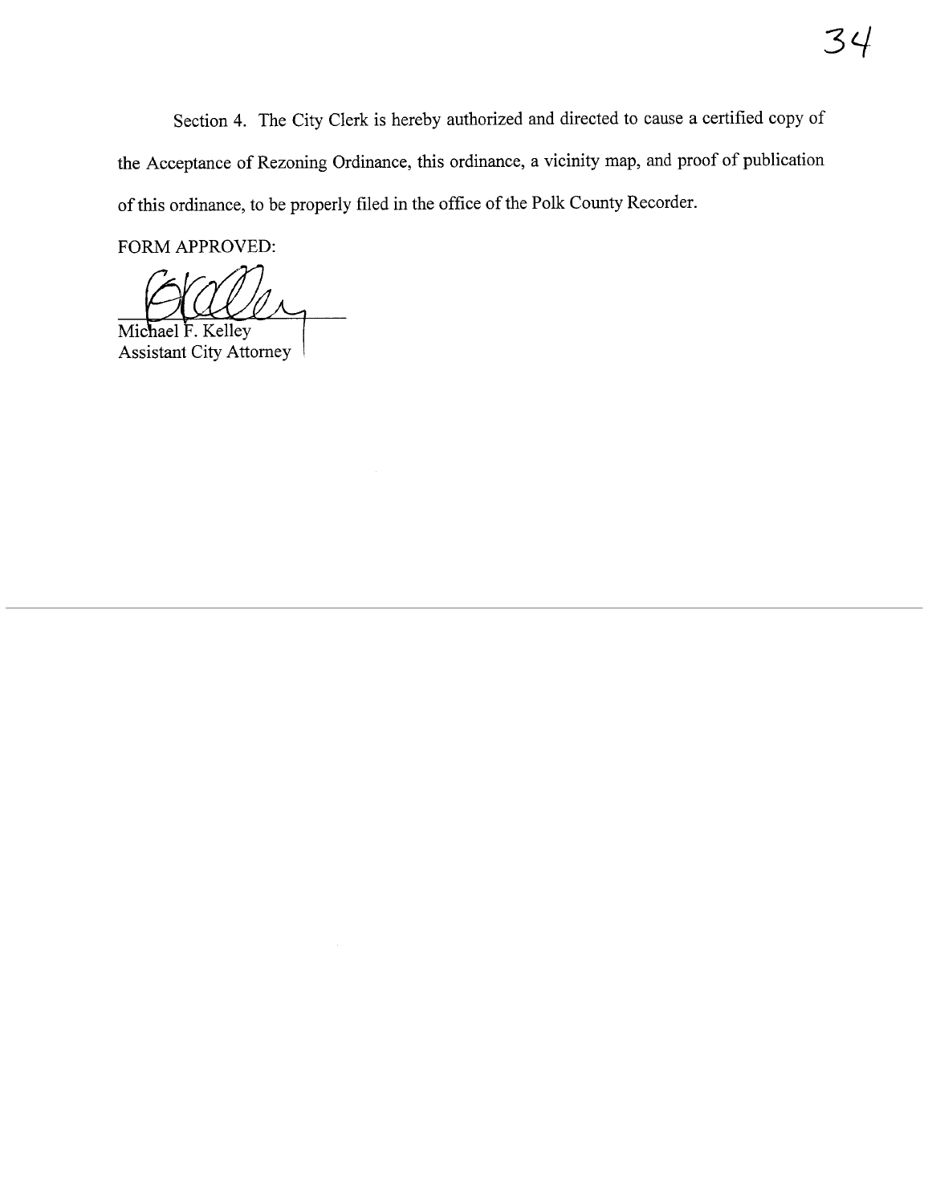Section 4. The City Clerk is hereby authorized and directed to cause a certified copy of the Acceptance of Rezoning Ordinance, this ordinance, a vicinity map, and proof of publication of this ordinance, to be properly filed in the office of the Polk County Recorder.

FORM APPROVED:

Michael F. Kelley
Assistant City Attorney